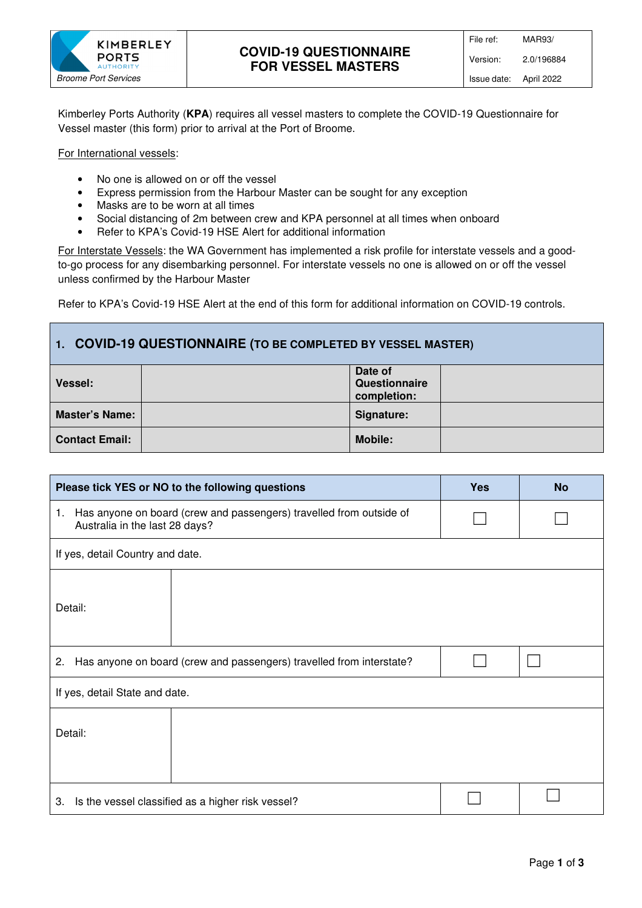| KIMBERLEY PORTS AUTHORITY *Broome Port Services* | COVID-19 QUESTIONNAIRE FOR VESSEL MASTERS | File ref: MAR93/ Version: 2.0/196884 Issue date: April 2022 |
|---|---|---|

Kimberley Ports Authority (**KPA**) requires all vessel masters to complete the COVID-19 Questionnaire for Vessel master (this form) prior to arrival at the Port of Broome.

For International vessels:

- No one is allowed on or off the vessel
- Express permission from the Harbour Master can be sought for any exception
- Masks are to be worn at all times
- Social distancing of 2m between crew and KPA personnel at all times when onboard
- Refer to KPA's Covid-19 HSE Alert for additional information

For Interstate Vessels: the WA Government has implemented a risk profile for interstate vessels and a good-to-go process for any disembarking personnel. For interstate vessels no one is allowed on or off the vessel unless confirmed by the Harbour Master

Refer to KPA's Covid-19 HSE Alert at the end of this form for additional information on COVID-19 controls.

## 1. COVID-19 QUESTIONNAIRE (TO BE COMPLETED BY VESSEL MASTER)

| | | | |
|---|---|---|---|
| **Vessel:** | | **Date of Questionnaire completion:** | |
| **Master's Name:** | | **Signature:** | |
| **Contact Email:** | | **Mobile:** | |

| **Please tick YES or NO to the following questions** | **Yes** | **No** |
|---|---|---|
| 1. Has anyone on board (crew and passengers) travelled from outside of Australia in the last 28 days? | ☐ | ☐ |
| If yes, detail Country and date. | | |
| Detail: | | |
| 2. Has anyone on board (crew and passengers) travelled from interstate? | ☐ | ☐ |
| If yes, detail State and date. | | |
| Detail: | | |
| 3. Is the vessel classified as a higher risk vessel? | ☐ | ☐ |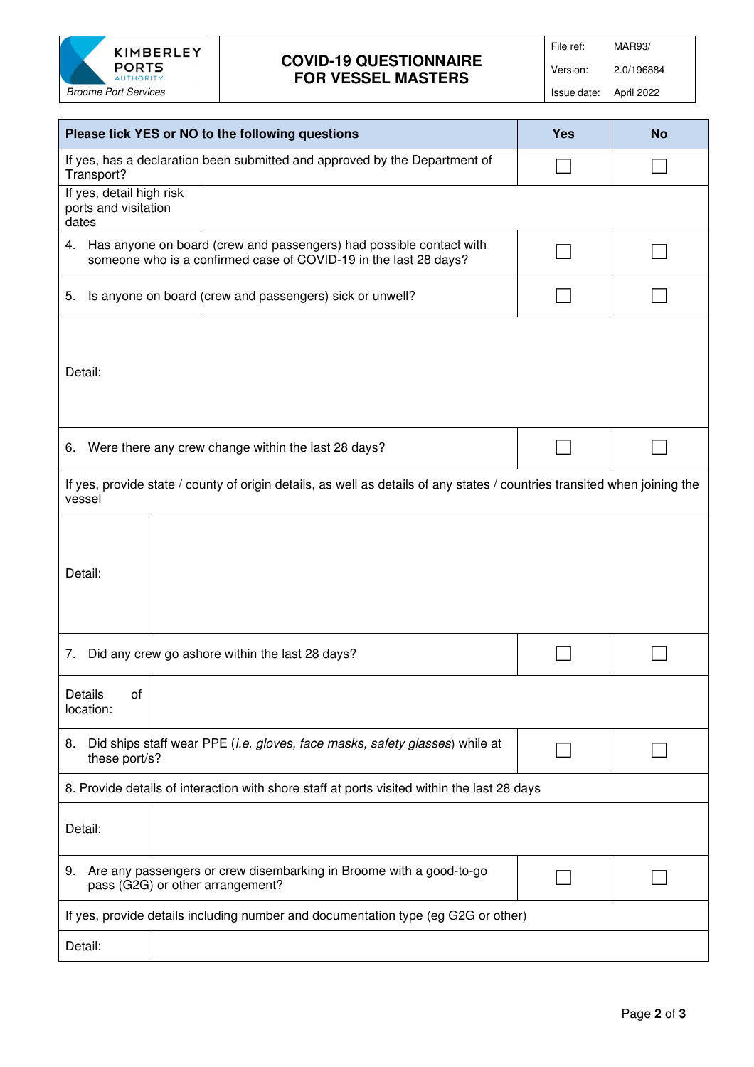| KIMBERLEY PORTS AUTHORITY<br>*Broome Port Services* | **COVID-19 QUESTIONNAIRE FOR VESSEL MASTERS** | File ref: MAR93/<br>Version: 2.0/196884<br>Issue date: April 2022 |
|---|---|---|

| **Please tick YES or NO to the following questions** | | **Yes** | **No** |
|---|---|---|---|
| If yes, has a declaration been submitted and approved by the Department of Transport? | | ☐ | ☐ |
| If yes, detail high risk ports and visitation dates | | | |
| 4. Has anyone on board (crew and passengers) had possible contact with someone who is a confirmed case of COVID-19 in the last 28 days? | | ☐ | ☐ |
| 5. Is anyone on board (crew and passengers) sick or unwell? | | ☐ | ☐ |
| Detail: | | | |
| 6. Were there any crew change within the last 28 days? | | ☐ | ☐ |
| If yes, provide state / county of origin details, as well as details of any states / countries transited when joining the vessel | | | |
| Detail: | | | |
| 7. Did any crew go ashore within the last 28 days? | | ☐ | ☐ |
| Details of location: | | | |
| 8. Did ships staff wear PPE (*i.e. gloves, face masks, safety glasses*) while at these port/s? | | ☐ | ☐ |
| 8. Provide details of interaction with shore staff at ports visited within the last 28 days | | | |
| Detail: | | | |
| 9. Are any passengers or crew disembarking in Broome with a good-to-go pass (G2G) or other arrangement? | | ☐ | ☐ |
| If yes, provide details including number and documentation type (eg G2G or other) | | | |
| Detail: | | | |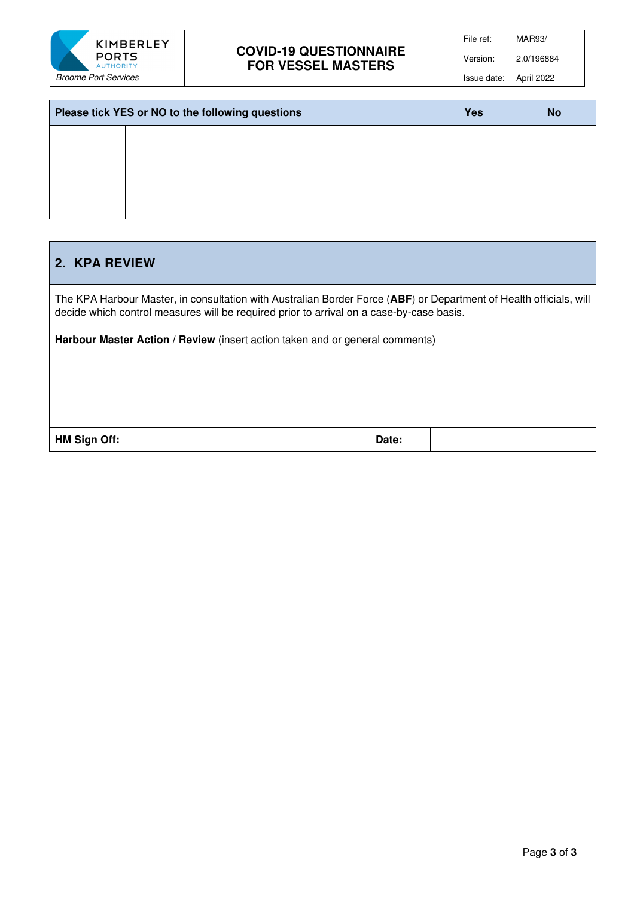| Please tick YES or NO to the following questions | | Yes | No |
|---|---|---|---|
| | | | |

## 2. KPA REVIEW

The KPA Harbour Master, in consultation with Australian Border Force (**ABF**) or Department of Health officials, will decide which control measures will be required prior to arrival on a case-by-case basis.

**Harbour Master Action** / **Review** (insert action taken and or general comments)

| | | | |
|---|---|---|---|
| **HM Sign Off:** | | **Date:** | |